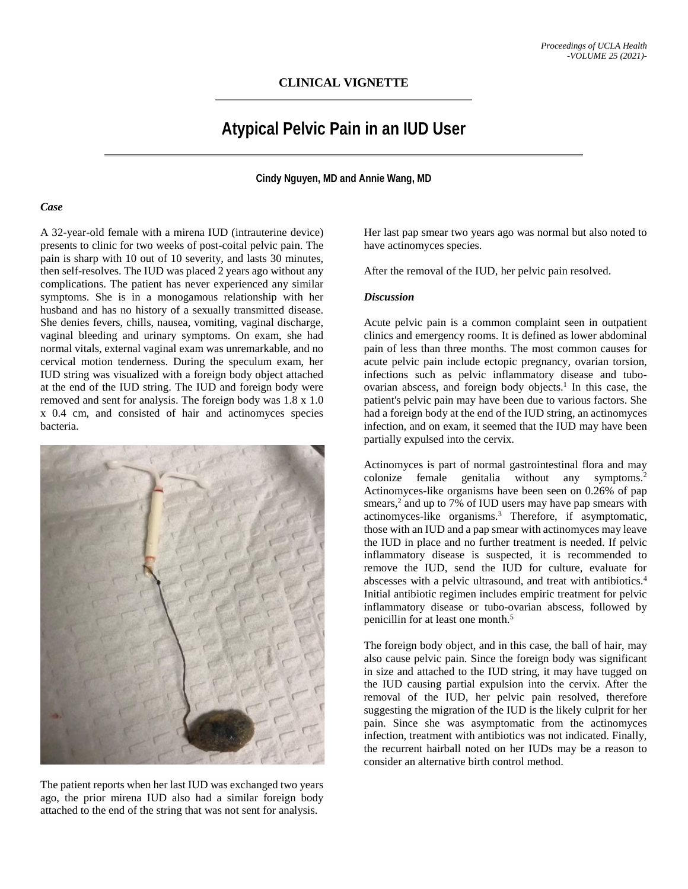**CLINICAL VIGNETTE**

# Atypical Pelvic Pain in an IUD User

**Cindy Nguyen, MD and Annie Wang, MD**

### *Case*

A 32-year-old female with a mirena IUD (intrauterine device) presents to clinic for two weeks of post-coital pelvic pain. The pain is sharp with 10 out of 10 severity, and lasts 30 minutes, then self-resolves. The IUD was placed 2 years ago without any complications. The patient has never experienced any similar symptoms. She is in a monogamous relationship with her husband and has no history of a sexually transmitted disease. She denies fevers, chills, nausea, vomiting, vaginal discharge, vaginal bleeding and urinary symptoms. On exam, she had normal vitals, external vaginal exam was unremarkable, and no cervical motion tenderness. During the speculum exam, her IUD string was visualized with a foreign body object attached at the end of the IUD string. The IUD and foreign body were removed and sent for analysis. The foreign body was 1.8 x 1.0 x 0.4 cm, and consisted of hair and actinomyces species bacteria.

The patient reports when her last IUD was exchanged two years ago, the prior mirena IUD also had a similar foreign body attached to the end of the string that was not sent for analysis. Her last pap smear two years ago was normal but also noted to have actinomyces species.

After the removal of the IUD, her pelvic pain resolved.

### *Discussion*

Acute pelvic pain is a common complaint seen in outpatient clinics and emergency rooms. It is defined as lower abdominal pain of less than three months. The most common causes for acute pelvic pain include ectopic pregnancy, ovarian torsion, infections such as pelvic inflammatory disease and tubo-ovarian abscess, and foreign body objects.[1] In this case, the patient's pelvic pain may have been due to various factors. She had a foreign body at the end of the IUD string, an actinomyces infection, and on exam, it seemed that the IUD may have been partially expulsed into the cervix.

Actinomyces is part of normal gastrointestinal flora and may colonize female genitalia without any symptoms.[2] Actinomyces-like organisms have been seen on 0.26% of pap smears,[2] and up to 7% of IUD users may have pap smears with actinomyces-like organisms.[3] Therefore, if asymptomatic, those with an IUD and a pap smear with actinomyces may leave the IUD in place and no further treatment is needed. If pelvic inflammatory disease is suspected, it is recommended to remove the IUD, send the IUD for culture, evaluate for abscesses with a pelvic ultrasound, and treat with antibiotics.[4] Initial antibiotic regimen includes empiric treatment for pelvic inflammatory disease or tubo-ovarian abscess, followed by penicillin for at least one month.[5]

The foreign body object, and in this case, the ball of hair, may also cause pelvic pain. Since the foreign body was significant in size and attached to the IUD string, it may have tugged on the IUD causing partial expulsion into the cervix. After the removal of the IUD, her pelvic pain resolved, therefore suggesting the migration of the IUD is the likely culprit for her pain. Since she was asymptomatic from the actinomyces infection, treatment with antibiotics was not indicated. Finally, the recurrent hairball noted on her IUDs may be a reason to consider an alternative birth control method.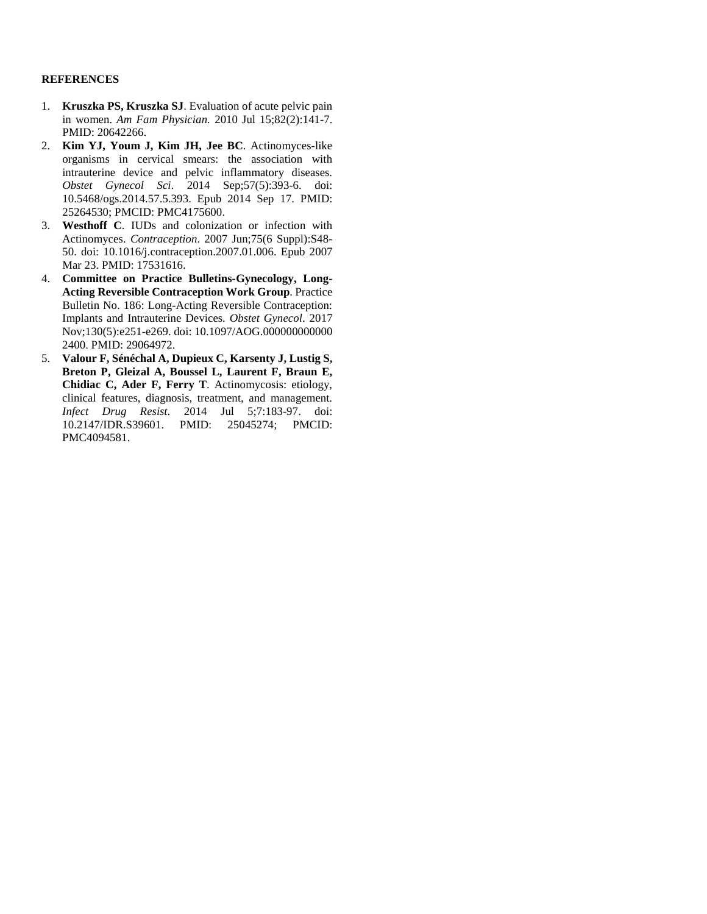**REFERENCES**

1. **Kruszka PS, Kruszka SJ**. Evaluation of acute pelvic pain in women. *Am Fam Physician.* 2010 Jul 15;82(2):141-7. PMID: 20642266.
2. **Kim YJ, Youm J, Kim JH, Jee BC**. Actinomyces-like organisms in cervical smears: the association with intrauterine device and pelvic inflammatory diseases. *Obstet Gynecol Sci*. 2014 Sep;57(5):393-6. doi: 10.5468/ogs.2014.57.5.393. Epub 2014 Sep 17. PMID: 25264530; PMCID: PMC4175600.
3. **Westhoff C**. IUDs and colonization or infection with Actinomyces. *Contraception*. 2007 Jun;75(6 Suppl):S48-50. doi: 10.1016/j.contraception.2007.01.006. Epub 2007 Mar 23. PMID: 17531616.
4. **Committee on Practice Bulletins-Gynecology, Long-Acting Reversible Contraception Work Group**. Practice Bulletin No. 186: Long-Acting Reversible Contraception: Implants and Intrauterine Devices. *Obstet Gynecol*. 2017 Nov;130(5):e251-e269. doi: 10.1097/AOG.0000000000002400. PMID: 29064972.
5. **Valour F, Sénéchal A, Dupieux C, Karsenty J, Lustig S, Breton P, Gleizal A, Boussel L, Laurent F, Braun E, Chidiac C, Ader F, Ferry T**. Actinomycosis: etiology, clinical features, diagnosis, treatment, and management. *Infect Drug Resist*. 2014 Jul 5;7:183-97. doi: 10.2147/IDR.S39601. PMID: 25045274; PMCID: PMC4094581.